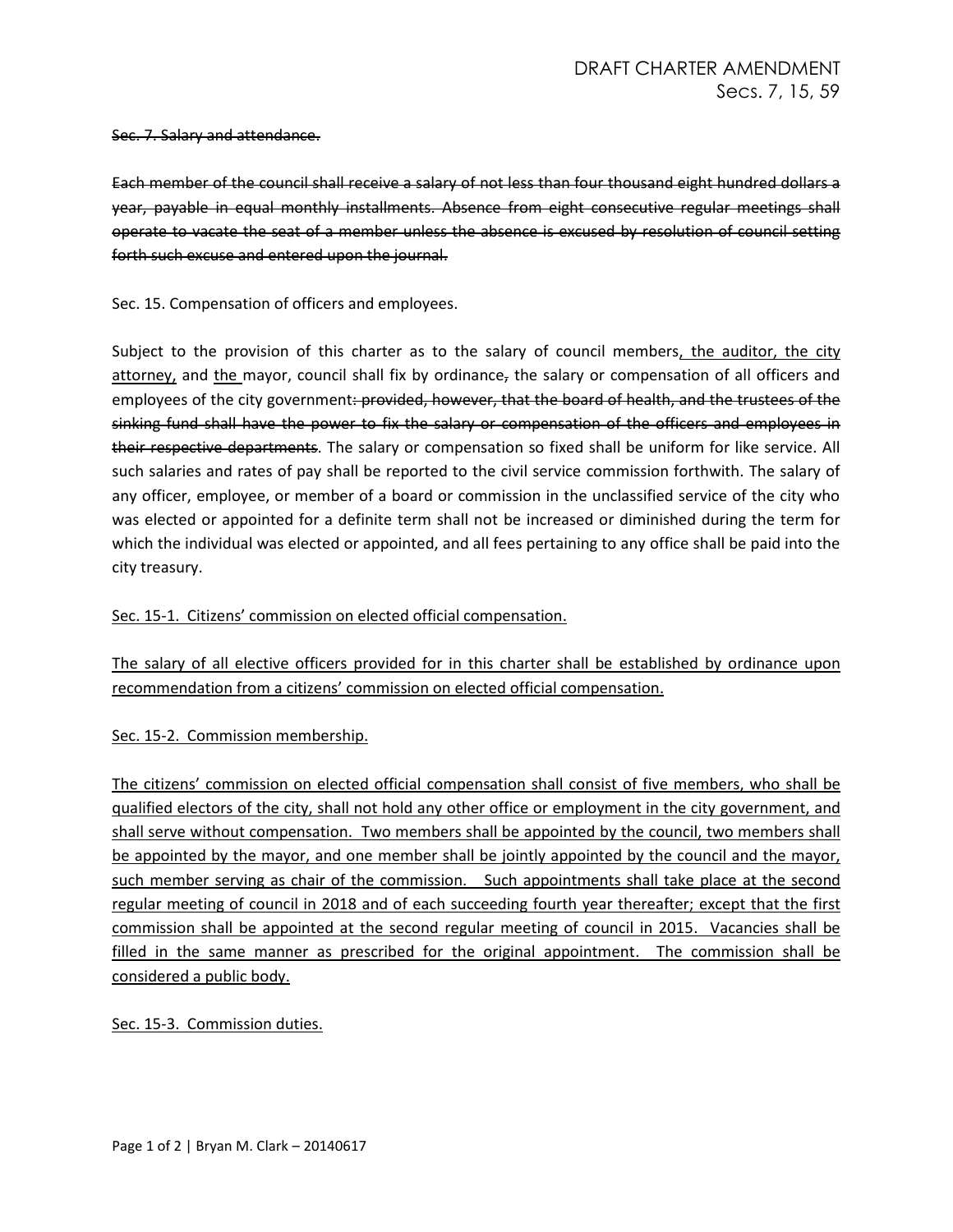# DRAFT CHARTER AMENDMENT
## Secs. 7, 15, 59

~~Sec. 7. Salary and attendance.~~

~~Each member of the council shall receive a salary of not less than four thousand eight hundred dollars a year, payable in equal monthly installments. Absence from eight consecutive regular meetings shall operate to vacate the seat of a member unless the absence is excused by resolution of council setting forth such excuse and entered upon the journal.~~

Sec. 15. Compensation of officers and employees.

Subject to the provision of this charter as to the salary of council members<u>, the auditor, the city attorney,</u> and <u>the</u> mayor, council shall fix by ordinance~~,~~ the salary or compensation of all officers and employees of the city government~~: provided, however, that the board of health, and the trustees of the sinking fund shall have the power to fix the salary or compensation of the officers and employees in their respective departments~~. The salary or compensation so fixed shall be uniform for like service. All such salaries and rates of pay shall be reported to the civil service commission forthwith. The salary of any officer, employee, or member of a board or commission in the unclassified service of the city who was elected or appointed for a definite term shall not be increased or diminished during the term for which the individual was elected or appointed, and all fees pertaining to any office shall be paid into the city treasury.

<u>Sec. 15-1. Citizens' commission on elected official compensation.</u>

<u>The salary of all elective officers provided for in this charter shall be established by ordinance upon recommendation from a citizens' commission on elected official compensation.</u>

<u>Sec. 15-2. Commission membership.</u>

<u>The citizens' commission on elected official compensation shall consist of five members, who shall be qualified electors of the city, shall not hold any other office or employment in the city government, and shall serve without compensation. Two members shall be appointed by the council, two members shall be appointed by the mayor, and one member shall be jointly appointed by the council and the mayor, such member serving as chair of the commission. Such appointments shall take place at the second regular meeting of council in 2018 and of each succeeding fourth year thereafter; except that the first commission shall be appointed at the second regular meeting of council in 2015. Vacancies shall be filled in the same manner as prescribed for the original appointment. The commission shall be considered a public body.</u>

<u>Sec. 15-3. Commission duties.</u>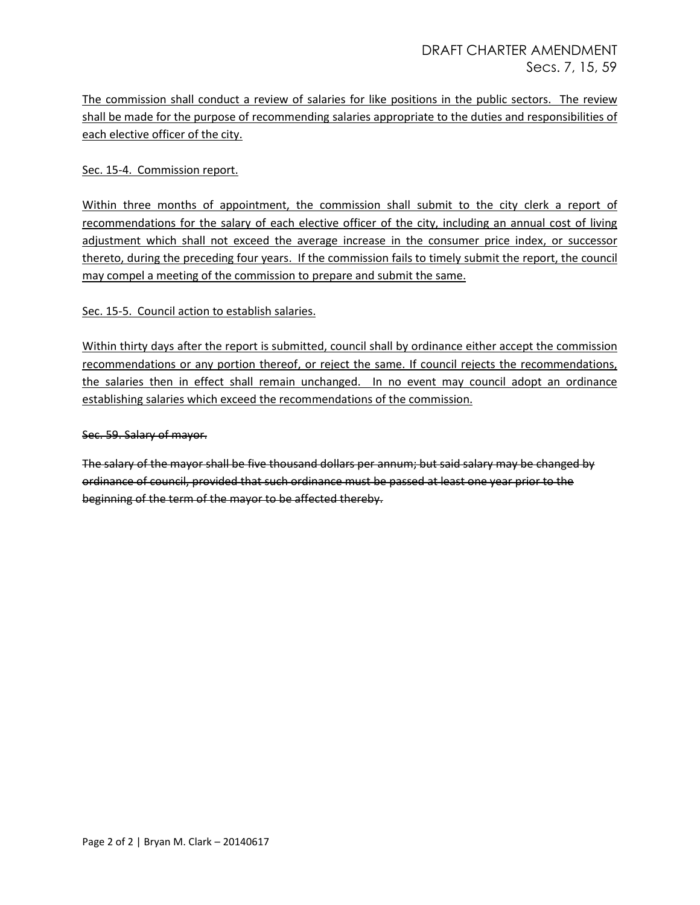The commission shall conduct a review of salaries for like positions in the public sectors. The review shall be made for the purpose of recommending salaries appropriate to the duties and responsibilities of each elective officer of the city.

Sec. 15-4. Commission report.

Within three months of appointment, the commission shall submit to the city clerk a report of recommendations for the salary of each elective officer of the city, including an annual cost of living adjustment which shall not exceed the average increase in the consumer price index, or successor thereto, during the preceding four years. If the commission fails to timely submit the report, the council may compel a meeting of the commission to prepare and submit the same.

Sec. 15-5. Council action to establish salaries.

Within thirty days after the report is submitted, council shall by ordinance either accept the commission recommendations or any portion thereof, or reject the same. If council rejects the recommendations, the salaries then in effect shall remain unchanged. In no event may council adopt an ordinance establishing salaries which exceed the recommendations of the commission.

~~Sec. 59. Salary of mayor.~~

~~The salary of the mayor shall be five thousand dollars per annum; but said salary may be changed by ordinance of council, provided that such ordinance must be passed at least one year prior to the beginning of the term of the mayor to be affected thereby.~~